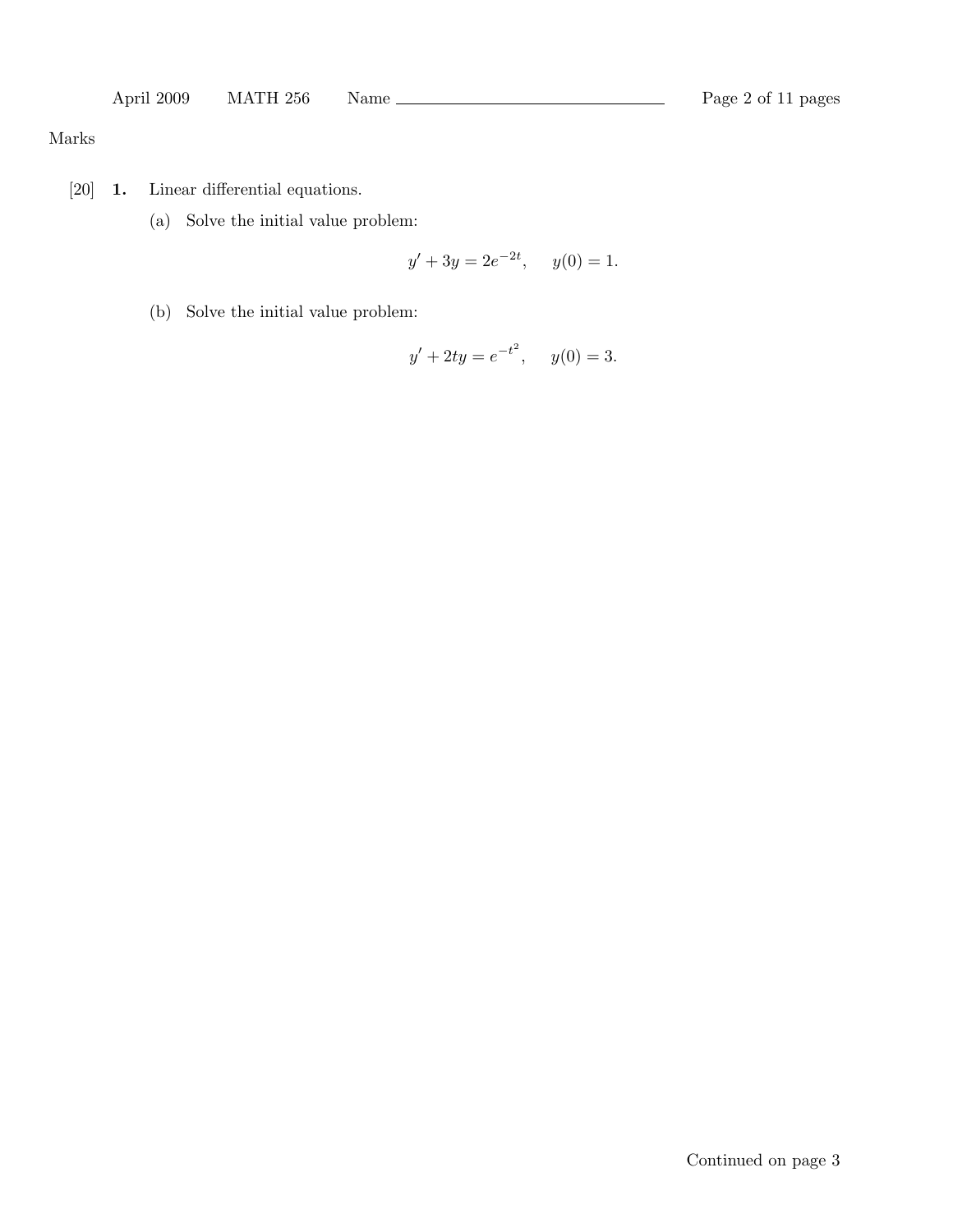Marks

[20] **1.** Linear differential equations.

(a) Solve the initial value problem:

$$y' + 3y = 2e^{-2t}, \quad y(0) = 1.$$

(b) Solve the initial value problem:

$$y' + 2ty = e^{-t^2}, \quad y(0) = 3.$$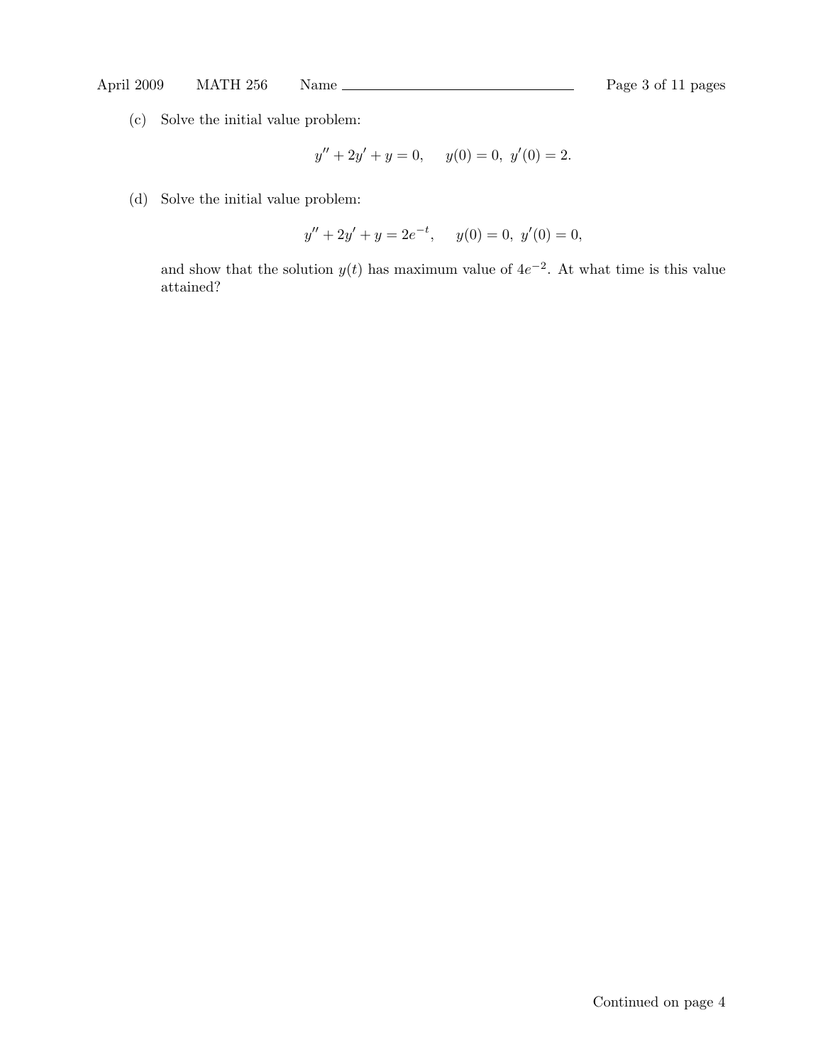(c) Solve the initial value problem:

$$y'' + 2y' + y = 0, \quad y(0) = 0, \ y'(0) = 2.$$

(d) Solve the initial value problem:

$$y'' + 2y' + y = 2e^{-t}, \quad y(0) = 0, \ y'(0) = 0,$$

and show that the solution $y(t)$ has maximum value of $4e^{-2}$. At what time is this value attained?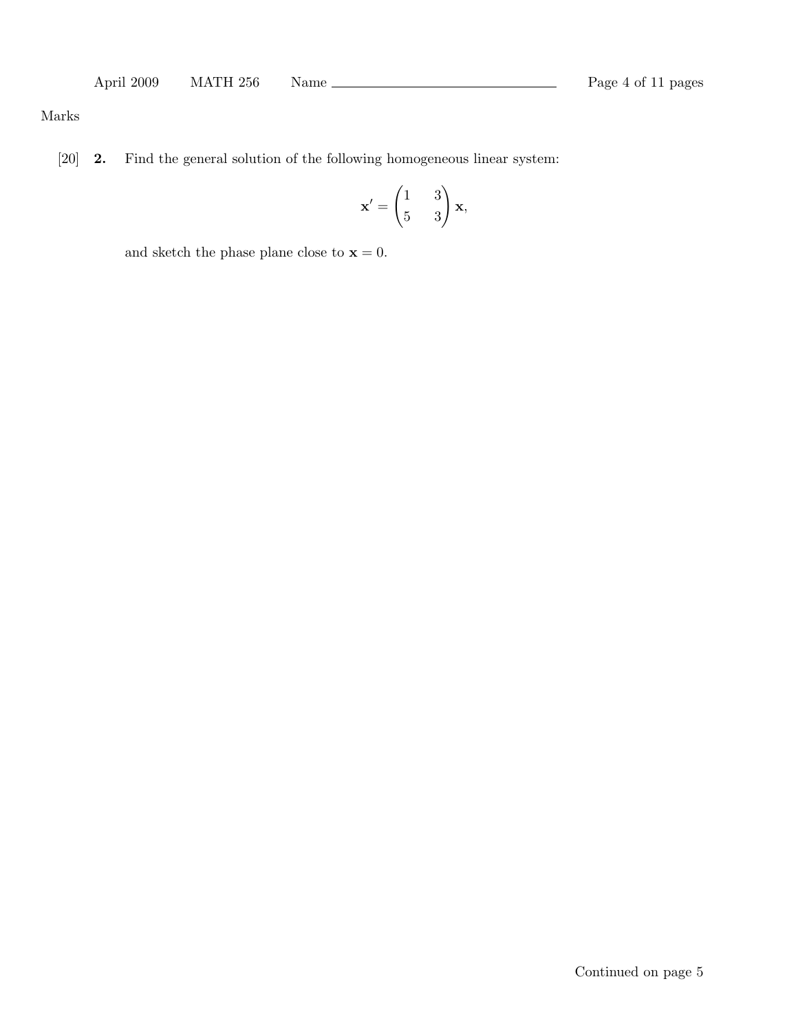Marks

[20] **2.** Find the general solution of the following homogeneous linear system:

$$\mathbf{x}' = \begin{pmatrix} 1 & 3 \\ 5 & 3 \end{pmatrix} \mathbf{x},$$

and sketch the phase plane close to $\mathbf{x} = 0$.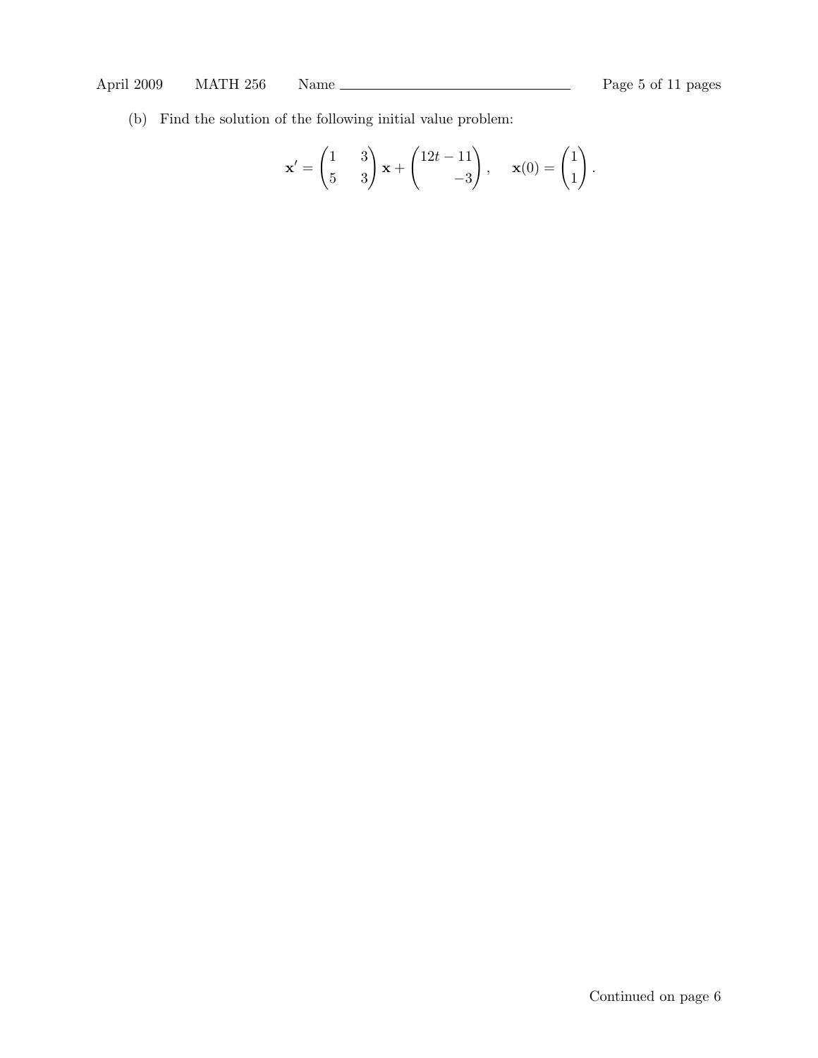(b) Find the solution of the following initial value problem:

$$\mathbf{x}' = \begin{pmatrix} 1 & 3 \\ 5 & 3 \end{pmatrix} \mathbf{x} + \begin{pmatrix} 12t - 11 \\ -3 \end{pmatrix}, \quad \mathbf{x}(0) = \begin{pmatrix} 1 \\ 1 \end{pmatrix}.$$

Continued on page 6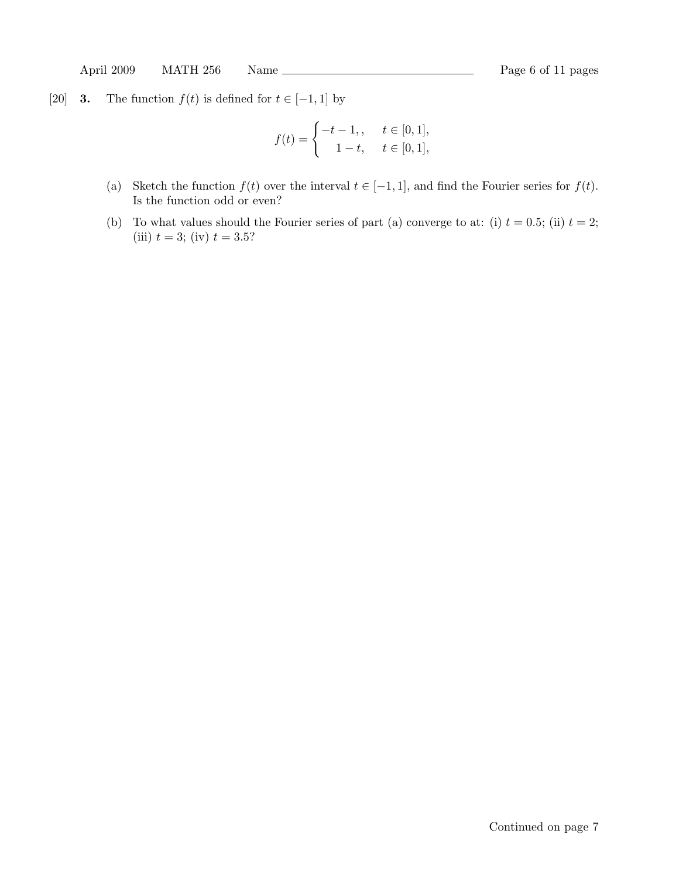[20] **3.** The function $f(t)$ is defined for $t \in [-1, 1]$ by

$$f(t) = \begin{cases} -t-1, , & t \in [0,1], \\ 1-t, & t \in [0,1], \end{cases}$$

(a) Sketch the function $f(t)$ over the interval $t \in [-1, 1]$, and find the Fourier series for $f(t)$. Is the function odd or even?

(b) To what values should the Fourier series of part (a) converge to at: (i) $t = 0.5$; (ii) $t = 2$; (iii) $t = 3$; (iv) $t = 3.5$?

Continued on page 7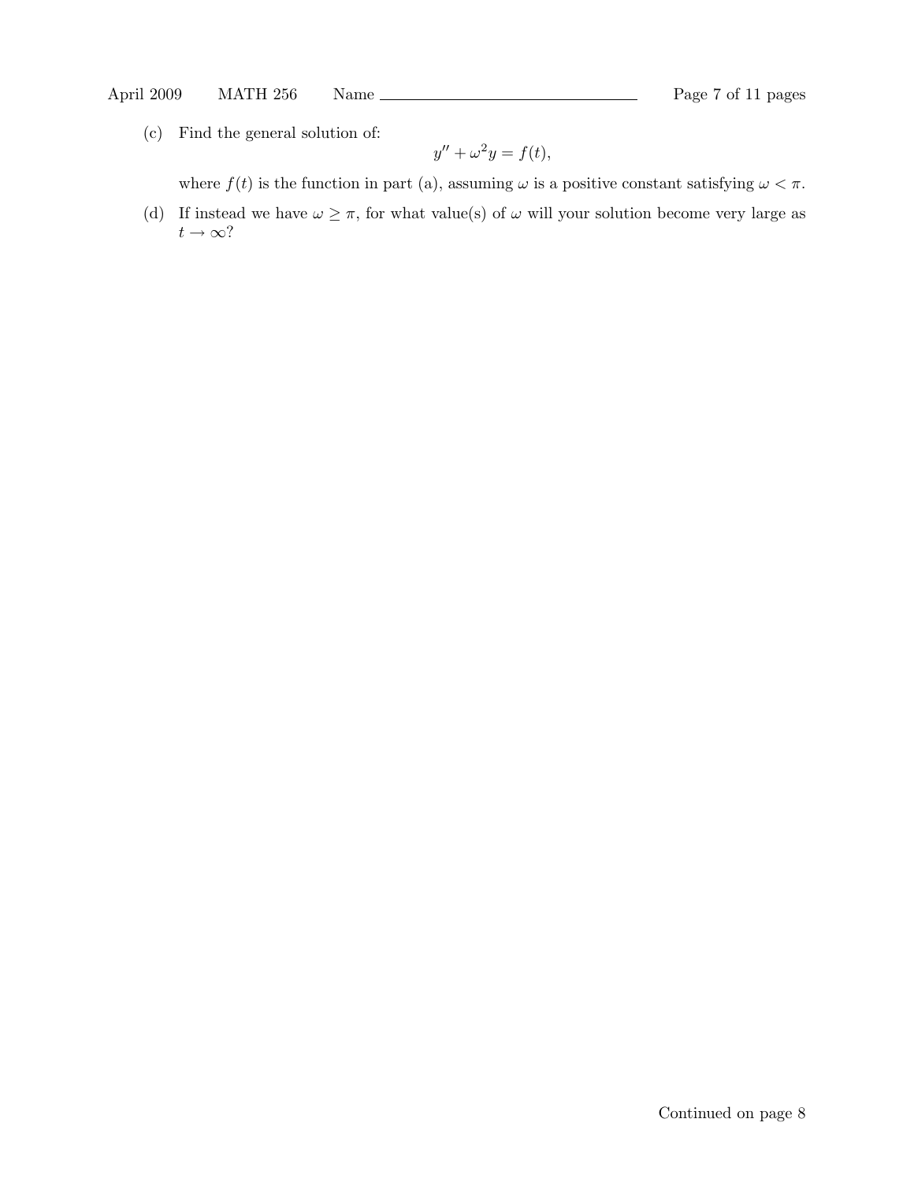(c) Find the general solution of:

$$y'' + \omega^2 y = f(t),$$

where $f(t)$ is the function in part (a), assuming $\omega$ is a positive constant satisfying $\omega < \pi$.

(d) If instead we have $\omega \geq \pi$, for what value(s) of $\omega$ will your solution become very large as $t \to \infty$?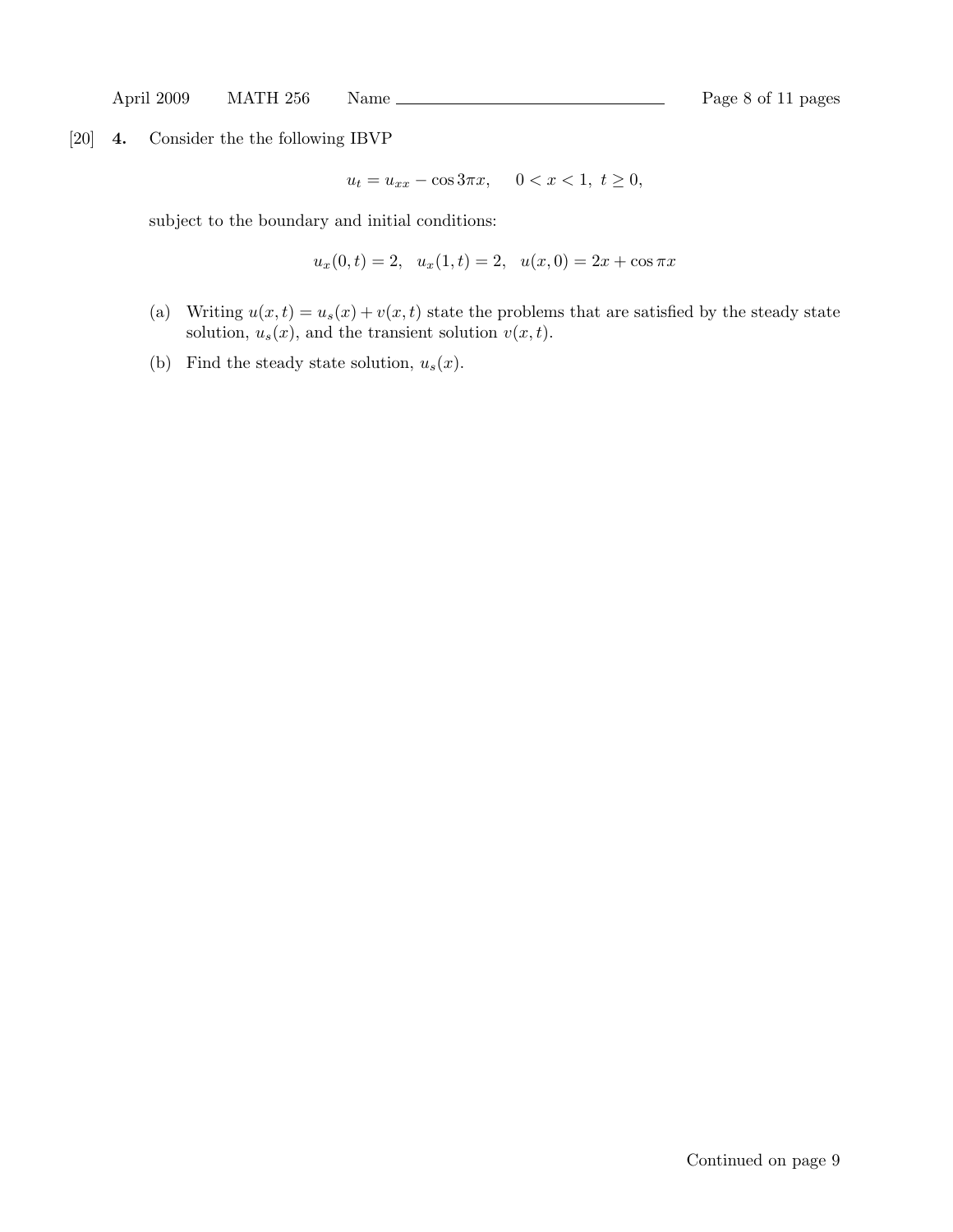[20] **4.** Consider the the following IBVP

$$u_t = u_{xx} - \cos 3\pi x, \quad 0 < x < 1, \ t \geq 0,$$

subject to the boundary and initial conditions:

$$u_x(0,t) = 2, \quad u_x(1,t) = 2, \quad u(x,0) = 2x + \cos \pi x$$

(a) Writing $u(x,t) = u_s(x) + v(x,t)$ state the problems that are satisfied by the steady state solution, $u_s(x)$, and the transient solution $v(x,t)$.

(b) Find the steady state solution, $u_s(x)$.

Continued on page 9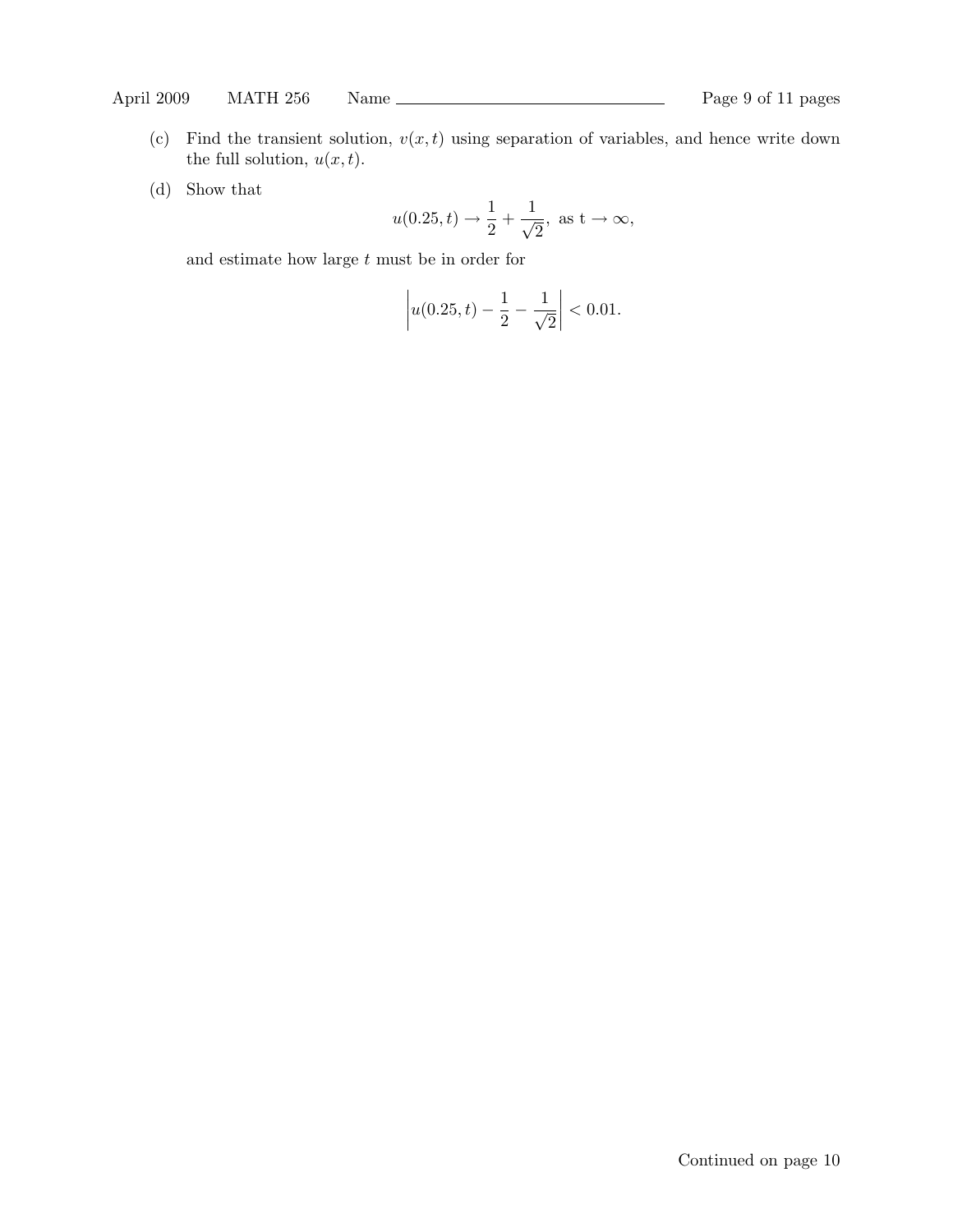(c) Find the transient solution, $v(x,t)$ using separation of variables, and hence write down the full solution, $u(x,t)$.

(d) Show that

$$u(0.25, t) \to \frac{1}{2} + \frac{1}{\sqrt{2}}, \text{ as t} \to \infty,$$

and estimate how large $t$ must be in order for

$$\left| u(0.25, t) - \frac{1}{2} - \frac{1}{\sqrt{2}} \right| < 0.01.$$

Continued on page 10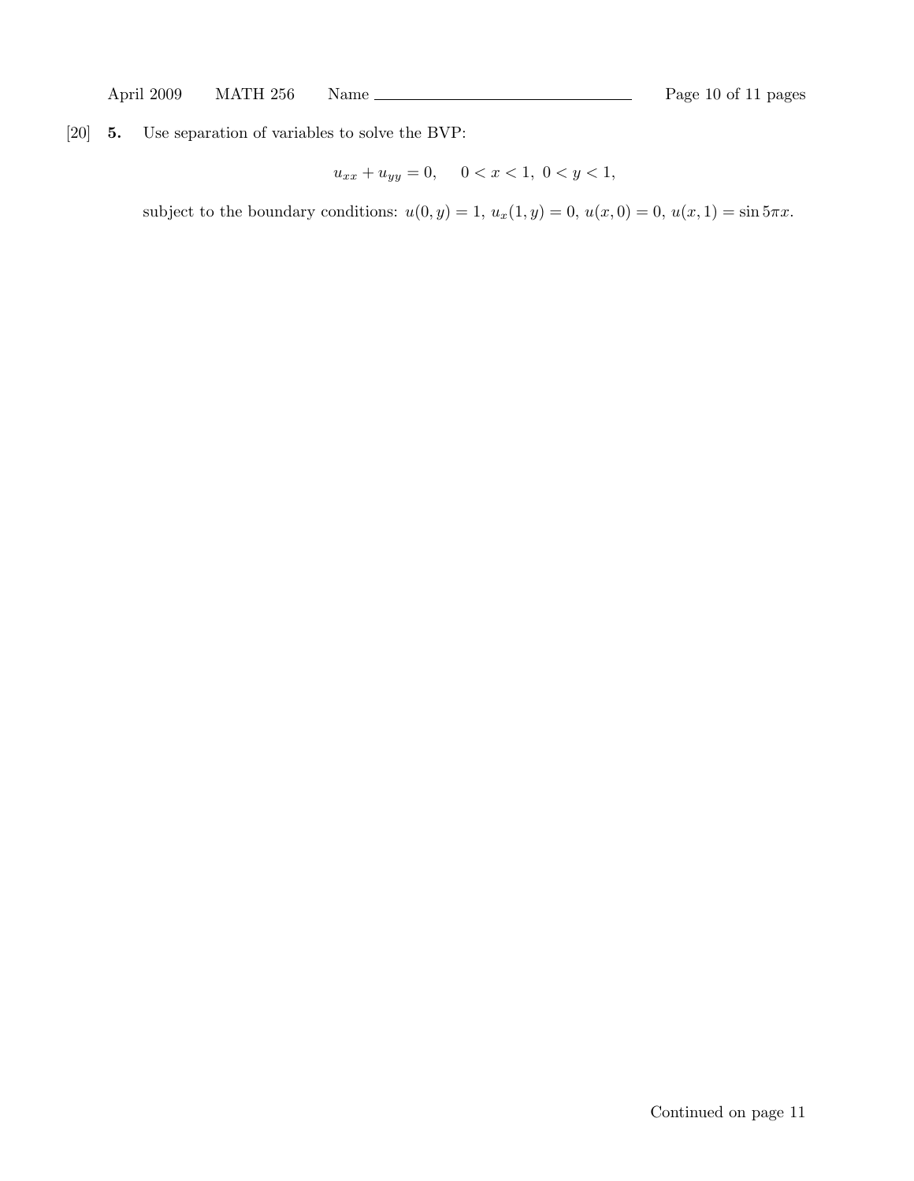[20] **5.** Use separation of variables to solve the BVP:

$$u_{xx} + u_{yy} = 0, \quad 0 < x < 1, \ 0 < y < 1,$$

subject to the boundary conditions: $u(0, y) = 1$, $u_x(1, y) = 0$, $u(x, 0) = 0$, $u(x, 1) = \sin 5\pi x$.

Continued on page 11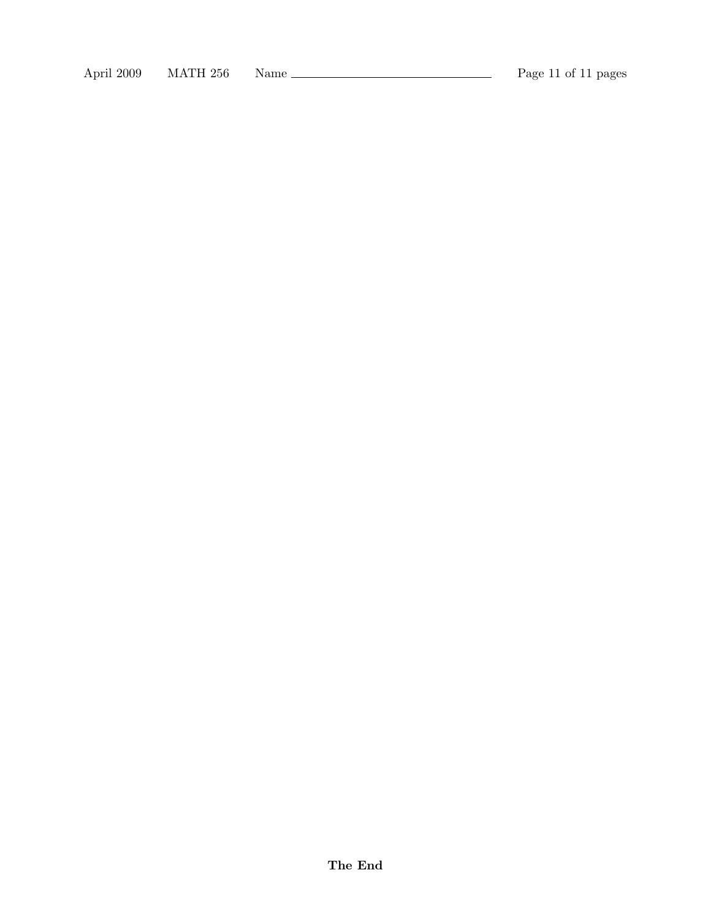**The End**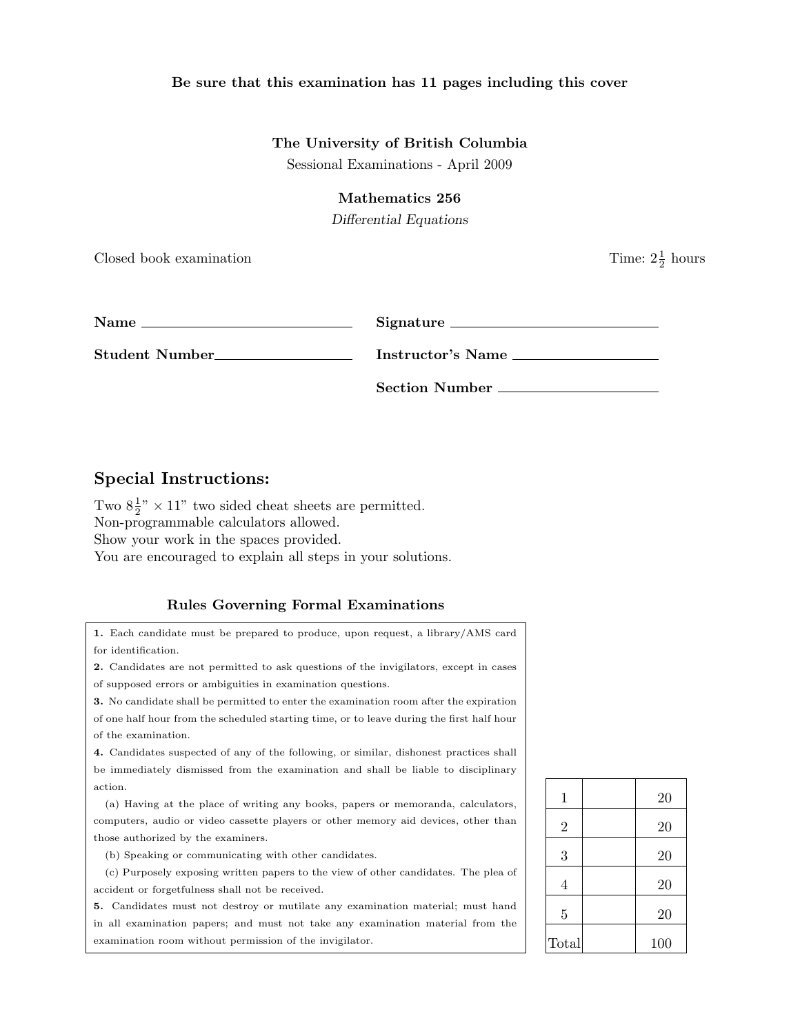**Be sure that this examination has 11 pages including this cover**

**The University of British Columbia**

Sessional Examinations - April 2009

**Mathematics 256**

*Differential Equations*

Closed book examination

Time: $2\frac{1}{2}$ hours

**Name** ______________________

**Signature** ______________________

**Student Number** ______________________

**Instructor's Name** ______________________

**Section Number** ______________________

## Special Instructions:

Two $8\frac{1}{2}$" × 11" two sided cheat sheets are permitted.
Non-programmable calculators allowed.
Show your work in the spaces provided.
You are encouraged to explain all steps in your solutions.

### Rules Governing Formal Examinations

**1.** Each candidate must be prepared to produce, upon request, a library/AMS card for identification.

**2.** Candidates are not permitted to ask questions of the invigilators, except in cases of supposed errors or ambiguities in examination questions.

**3.** No candidate shall be permitted to enter the examination room after the expiration of one half hour from the scheduled starting time, or to leave during the first half hour of the examination.

**4.** Candidates suspected of any of the following, or similar, dishonest practices shall be immediately dismissed from the examination and shall be liable to disciplinary action.

(a) Having at the place of writing any books, papers or memoranda, calculators, computers, audio or video cassette players or other memory aid devices, other than those authorized by the examiners.

(b) Speaking or communicating with other candidates.

(c) Purposely exposing written papers to the view of other candidates. The plea of accident or forgetfulness shall not be received.

**5.** Candidates must not destroy or mutilate any examination material; must hand in all examination papers; and must not take any examination material from the examination room without permission of the invigilator.

| | | |
|---|---|---|
| 1 | | 20 |
| 2 | | 20 |
| 3 | | 20 |
| 4 | | 20 |
| 5 | | 20 |
| Total | | 100 |